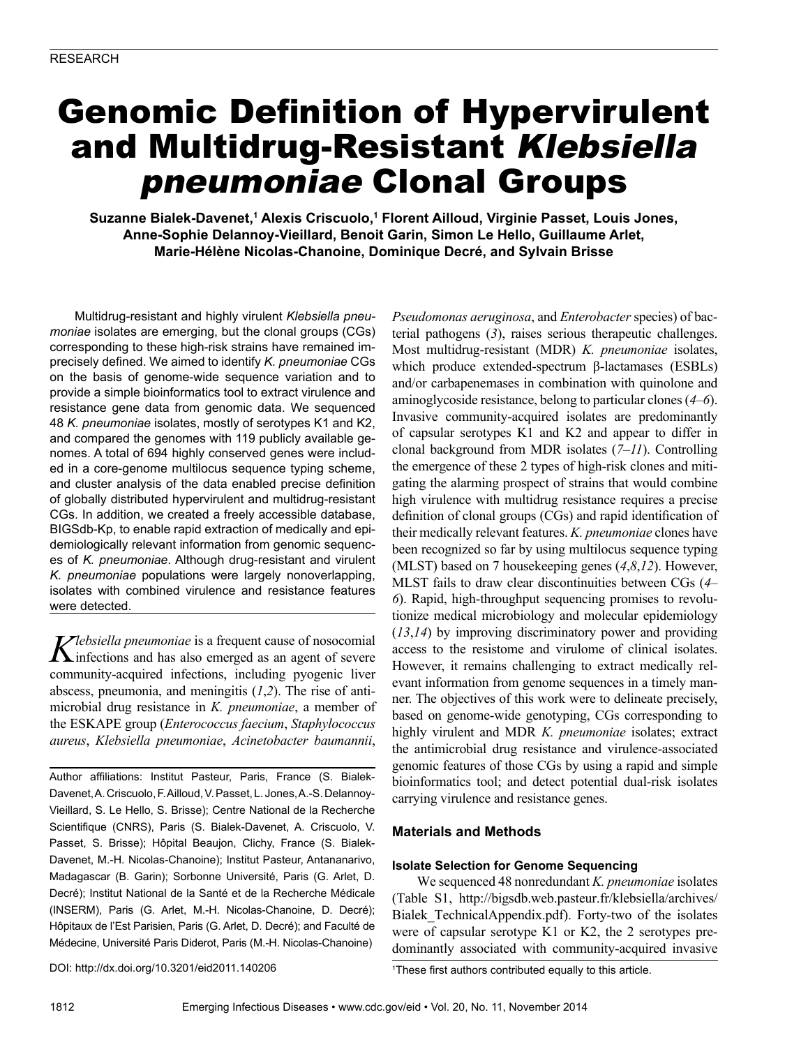RESEARCH

# Genomic Definition of Hypervirulent and Multidrug-Resistant *Klebsiella pneumoniae* Clonal Groups

**Suzanne Bialek-Davenet,[1] Alexis Criscuolo,[1] Florent Ailloud, Virginie Passet, Louis Jones, Anne-Sophie Delannoy-Vieillard, Benoit Garin, Simon Le Hello, Guillaume Arlet, Marie-Hélène Nicolas-Chanoine, Dominique Decré, and Sylvain Brisse**

Multidrug-resistant and highly virulent *Klebsiella pneumoniae* isolates are emerging, but the clonal groups (CGs) corresponding to these high-risk strains have remained imprecisely defined. We aimed to identify *K. pneumoniae* CGs on the basis of genome-wide sequence variation and to provide a simple bioinformatics tool to extract virulence and resistance gene data from genomic data. We sequenced 48 *K. pneumoniae* isolates, mostly of serotypes K1 and K2, and compared the genomes with 119 publicly available genomes. A total of 694 highly conserved genes were included in a core-genome multilocus sequence typing scheme, and cluster analysis of the data enabled precise definition of globally distributed hypervirulent and multidrug-resistant CGs. In addition, we created a freely accessible database, BIGSdb-Kp, to enable rapid extraction of medically and epidemiologically relevant information from genomic sequences of *K. pneumoniae*. Although drug-resistant and virulent *K. pneumoniae* populations were largely nonoverlapping, isolates with combined virulence and resistance features were detected.

*Klebsiella pneumoniae* is a frequent cause of nosocomial infections and has also emerged as an agent of severe community-acquired infections, including pyogenic liver abscess, pneumonia, and meningitis (*1*,*2*). The rise of antimicrobial drug resistance in *K. pneumoniae*, a member of the ESKAPE group (*Enterococcus faecium*, *Staphylococcus aureus*, *Klebsiella pneumoniae*, *Acinetobacter baumannii*, *Pseudomonas aeruginosa*, and *Enterobacter* species) of bacterial pathogens (*3*), raises serious therapeutic challenges. Most multidrug-resistant (MDR) *K. pneumoniae* isolates, which produce extended-spectrum β-lactamases (ESBLs) and/or carbapenemases in combination with quinolone and aminoglycoside resistance, belong to particular clones (*4*–*6*). Invasive community-acquired isolates are predominantly of capsular serotypes K1 and K2 and appear to differ in clonal background from MDR isolates (*7*–*11*). Controlling the emergence of these 2 types of high-risk clones and mitigating the alarming prospect of strains that would combine high virulence with multidrug resistance requires a precise definition of clonal groups (CGs) and rapid identification of their medically relevant features. *K. pneumoniae* clones have been recognized so far by using multilocus sequence typing (MLST) based on 7 housekeeping genes (*4*,*8*,*12*). However, MLST fails to draw clear discontinuities between CGs (*4*–*6*). Rapid, high-throughput sequencing promises to revolutionize medical microbiology and molecular epidemiology (*13*,*14*) by improving discriminatory power and providing access to the resistome and virulome of clinical isolates. However, it remains challenging to extract medically relevant information from genome sequences in a timely manner. The objectives of this work were to delineate precisely, based on genome-wide genotyping, CGs corresponding to highly virulent and MDR *K. pneumoniae* isolates; extract the antimicrobial drug resistance and virulence-associated genomic features of those CGs by using a rapid and simple bioinformatics tool; and detect potential dual-risk isolates carrying virulence and resistance genes.

## Materials and Methods

### Isolate Selection for Genome Sequencing

We sequenced 48 nonredundant *K. pneumoniae* isolates (Table S1, http://bigsdb.web.pasteur.fr/klebsiella/archives/Bialek_TechnicalAppendix.pdf). Forty-two of the isolates were of capsular serotype K1 or K2, the 2 serotypes predominantly associated with community-acquired invasive

Author affiliations: Institut Pasteur, Paris, France (S. Bialek-Davenet, A. Criscuolo, F. Ailloud, V. Passet, L. Jones, A.-S. Delannoy-Vieillard, S. Le Hello, S. Brisse); Centre National de la Recherche Scientifique (CNRS), Paris (S. Bialek-Davenet, A. Criscuolo, V. Passet, S. Brisse); Hôpital Beaujon, Clichy, France (S. Bialek-Davenet, M.-H. Nicolas-Chanoine); Institut Pasteur, Antananarivo, Madagascar (B. Garin); Sorbonne Université, Paris (G. Arlet, D. Decré); Institut National de la Santé et de la Recherche Médicale (INSERM), Paris (G. Arlet, M.-H. Nicolas-Chanoine, D. Decré); Hôpitaux de l'Est Parisien, Paris (G. Arlet, D. Decré); and Faculté de Médecine, Université Paris Diderot, Paris (M.-H. Nicolas-Chanoine)

DOI: http://dx.doi.org/10.3201/eid2011.140206

[1]These first authors contributed equally to this article.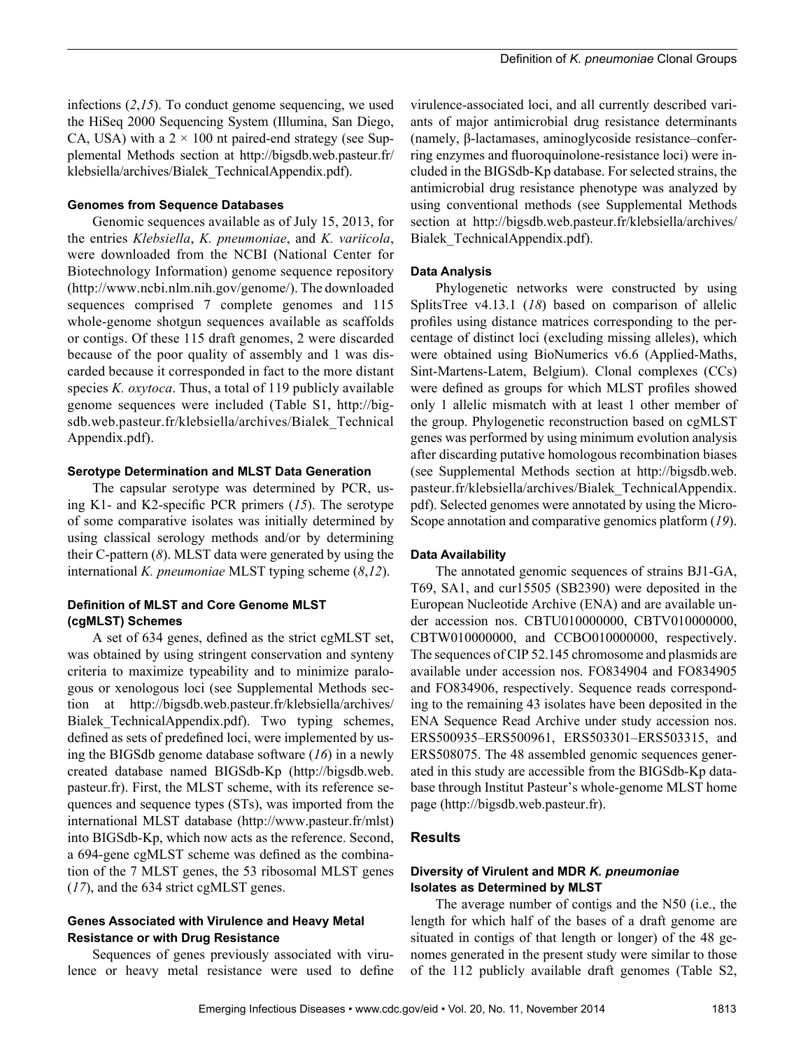infections (*2*,*15*). To conduct genome sequencing, we used the HiSeq 2000 Sequencing System (Illumina, San Diego, CA, USA) with a 2 × 100 nt paired-end strategy (see Supplemental Methods section at http://bigsdb.web.pasteur.fr/klebsiella/archives/Bialek_TechnicalAppendix.pdf).

#### Genomes from Sequence Databases

Genomic sequences available as of July 15, 2013, for the entries *Klebsiella*, *K. pneumoniae*, and *K. variicola*, were downloaded from the NCBI (National Center for Biotechnology Information) genome sequence repository (http://www.ncbi.nlm.nih.gov/genome/). The downloaded sequences comprised 7 complete genomes and 115 whole-genome shotgun sequences available as scaffolds or contigs. Of these 115 draft genomes, 2 were discarded because of the poor quality of assembly and 1 was discarded because it corresponded in fact to the more distant species *K. oxytoca*. Thus, a total of 119 publicly available genome sequences were included (Table S1, http://bigsdb.web.pasteur.fr/klebsiella/archives/Bialek_TechnicalAppendix.pdf).

#### Serotype Determination and MLST Data Generation

The capsular serotype was determined by PCR, using K1- and K2-specific PCR primers (*15*). The serotype of some comparative isolates was initially determined by using classical serology methods and/or by determining their C-pattern (*8*). MLST data were generated by using the international *K. pneumoniae* MLST typing scheme (*8*,*12*).

#### Definition of MLST and Core Genome MLST (cgMLST) Schemes

A set of 634 genes, defined as the strict cgMLST set, was obtained by using stringent conservation and synteny criteria to maximize typeability and to minimize paralogous or xenologous loci (see Supplemental Methods section at http://bigsdb.web.pasteur.fr/klebsiella/archives/Bialek_TechnicalAppendix.pdf). Two typing schemes, defined as sets of predefined loci, were implemented by using the BIGSdb genome database software (*16*) in a newly created database named BIGSdb-Kp (http://bigsdb.web.pasteur.fr). First, the MLST scheme, with its reference sequences and sequence types (STs), was imported from the international MLST database (http://www.pasteur.fr/mlst) into BIGSdb-Kp, which now acts as the reference. Second, a 694-gene cgMLST scheme was defined as the combination of the 7 MLST genes, the 53 ribosomal MLST genes (*17*), and the 634 strict cgMLST genes.

#### Genes Associated with Virulence and Heavy Metal Resistance or with Drug Resistance

Sequences of genes previously associated with virulence or heavy metal resistance were used to define virulence-associated loci, and all currently described variants of major antimicrobial drug resistance determinants (namely, β-lactamases, aminoglycoside resistance–conferring enzymes and fluoroquinolone-resistance loci) were included in the BIGSdb-Kp database. For selected strains, the antimicrobial drug resistance phenotype was analyzed by using conventional methods (see Supplemental Methods section at http://bigsdb.web.pasteur.fr/klebsiella/archives/Bialek_TechnicalAppendix.pdf).

#### Data Analysis

Phylogenetic networks were constructed by using SplitsTree v4.13.1 (*18*) based on comparison of allelic profiles using distance matrices corresponding to the percentage of distinct loci (excluding missing alleles), which were obtained using BioNumerics v6.6 (Applied-Maths, Sint-Martens-Latem, Belgium). Clonal complexes (CCs) were defined as groups for which MLST profiles showed only 1 allelic mismatch with at least 1 other member of the group. Phylogenetic reconstruction based on cgMLST genes was performed by using minimum evolution analysis after discarding putative homologous recombination biases (see Supplemental Methods section at http://bigsdb.web.pasteur.fr/klebsiella/archives/Bialek_TechnicalAppendix.pdf). Selected genomes were annotated by using the MicroScope annotation and comparative genomics platform (*19*).

#### Data Availability

The annotated genomic sequences of strains BJ1-GA, T69, SA1, and cur15505 (SB2390) were deposited in the European Nucleotide Archive (ENA) and are available under accession nos. CBTU010000000, CBTV010000000, CBTW010000000, and CCBO010000000, respectively. The sequences of CIP 52.145 chromosome and plasmids are available under accession nos. FO834904 and FO834905 and FO834906, respectively. Sequence reads corresponding to the remaining 43 isolates have been deposited in the ENA Sequence Read Archive under study accession nos. ERS500935–ERS500961, ERS503301–ERS503315, and ERS508075. The 48 assembled genomic sequences generated in this study are accessible from the BIGSdb-Kp database through Institut Pasteur's whole-genome MLST home page (http://bigsdb.web.pasteur.fr).

## Results

#### Diversity of Virulent and MDR *K. pneumoniae* Isolates as Determined by MLST

The average number of contigs and the N50 (i.e., the length for which half of the bases of a draft genome are situated in contigs of that length or longer) of the 48 genomes generated in the present study were similar to those of the 112 publicly available draft genomes (Table S2,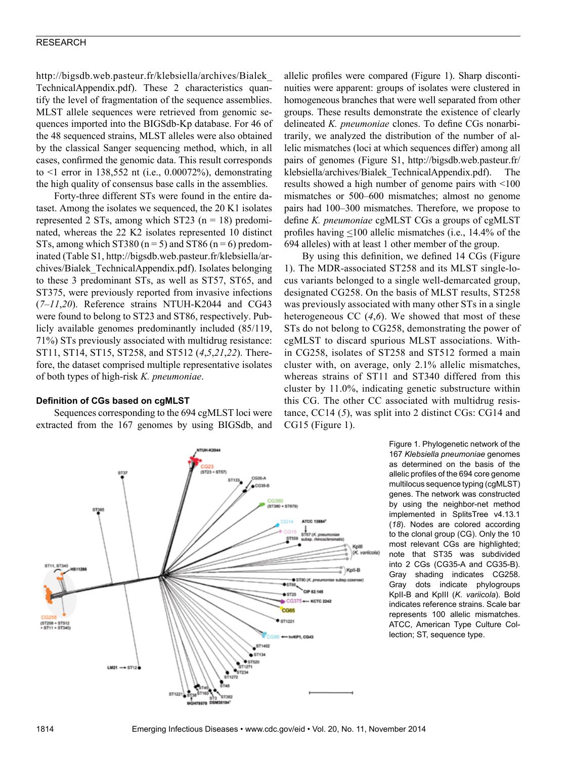http://bigsdb.web.pasteur.fr/klebsiella/archives/Bialek_TechnicalAppendix.pdf). These 2 characteristics quantify the level of fragmentation of the sequence assemblies. MLST allele sequences were retrieved from genomic sequences imported into the BIGSdb-Kp database. For 46 of the 48 sequenced strains, MLST alleles were also obtained by the classical Sanger sequencing method, which, in all cases, confirmed the genomic data. This result corresponds to <1 error in 138,552 nt (i.e., 0.00072%), demonstrating the high quality of consensus base calls in the assemblies.

Forty-three different STs were found in the entire dataset. Among the isolates we sequenced, the 20 K1 isolates represented 2 STs, among which ST23 (n = 18) predominated, whereas the 22 K2 isolates represented 10 distinct STs, among which ST380 (n = 5) and ST86 (n = 6) predominated (Table S1, http://bigsdb.web.pasteur.fr/klebsiella/archives/Bialek_TechnicalAppendix.pdf). Isolates belonging to these 3 predominant STs, as well as ST57, ST65, and ST375, were previously reported from invasive infections (*7–11*,*20*). Reference strains NTUH-K2044 and CG43 were found to belong to ST23 and ST86, respectively. Publicly available genomes predominantly included (85/119, 71%) STs previously associated with multidrug resistance: ST11, ST14, ST15, ST258, and ST512 (*4*,*5*,*21*,*22*). Therefore, the dataset comprised multiple representative isolates of both types of high-risk *K. pneumoniae*.

### Definition of CGs based on cgMLST

Sequences corresponding to the 694 cgMLST loci were extracted from the 167 genomes by using BIGSdb, and allelic profiles were compared (Figure 1). Sharp discontinuities were apparent: groups of isolates were clustered in homogeneous branches that were well separated from other groups. These results demonstrate the existence of clearly delineated *K. pneumoniae* clones. To define CGs nonarbitrarily, we analyzed the distribution of the number of allelic mismatches (loci at which sequences differ) among all pairs of genomes (Figure S1, http://bigsdb.web.pasteur.fr/klebsiella/archives/Bialek_TechnicalAppendix.pdf). The results showed a high number of genome pairs with <100 mismatches or 500–600 mismatches; almost no genome pairs had 100–300 mismatches. Therefore, we propose to define *K. pneumoniae* cgMLST CGs a groups of cgMLST profiles having ≤100 allelic mismatches (i.e., 14.4% of the 694 alleles) with at least 1 other member of the group.

By using this definition, we defined 14 CGs (Figure 1). The MDR-associated ST258 and its MLST single-locus variants belonged to a single well-demarcated group, designated CG258. On the basis of MLST results, ST258 was previously associated with many other STs in a single heterogeneous CC (*4*,*6*). We showed that most of these STs do not belong to CG258, demonstrating the power of cgMLST to discard spurious MLST associations. Within CG258, isolates of ST258 and ST512 formed a main cluster with, on average, only 2.1% allelic mismatches, whereas strains of ST11 and ST340 differed from this cluster by 11.0%, indicating genetic substructure within this CG. The other CC associated with multidrug resistance, CC14 (*5*), was split into 2 distinct CGs: CG14 and CG15 (Figure 1).

Figure 1. Phylogenetic network of the 167 *Klebsiella pneumoniae* genomes as determined on the basis of the allelic profiles of the 694 core genome multilocus sequence typing (cgMLST) genes. The network was constructed by using the neighbor-net method implemented in SplitsTree v4.13.1 (*18*). Nodes are colored according to the clonal group (CG). Only the 10 most relevant CGs are highlighted; note that ST35 was subdivided into 2 CGs (CG35-A and CG35-B). Gray shading indicates CG258. Gray dots indicate phylogroups KpII-B and KpIII (*K. variicola*). Bold indicates reference strains. Scale bar represents 100 allelic mismatches. ATCC, American Type Culture Collection; ST, sequence type.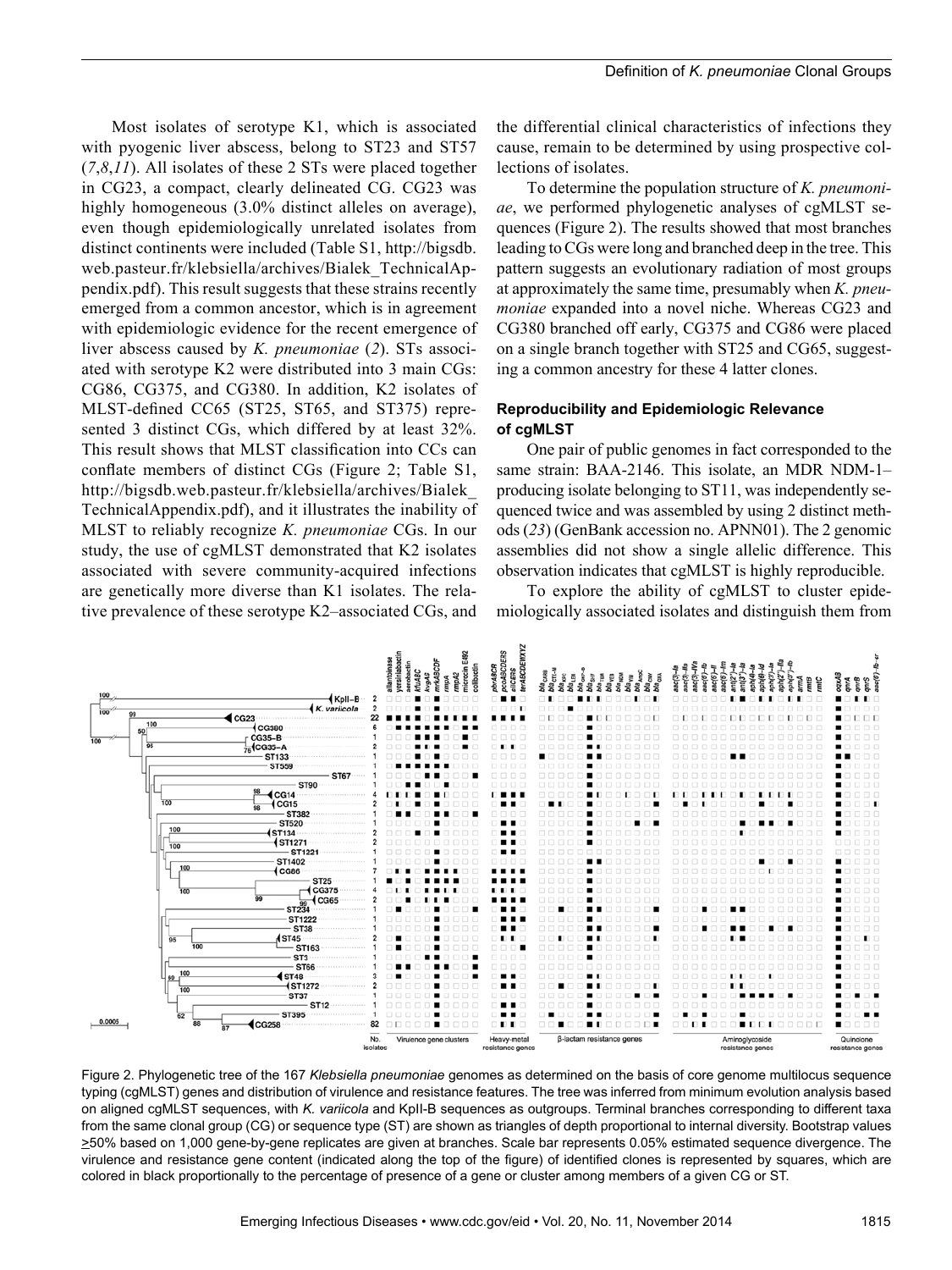Most isolates of serotype K1, which is associated with pyogenic liver abscess, belong to ST23 and ST57 (*7*,*8*,*11*). All isolates of these 2 STs were placed together in CG23, a compact, clearly delineated CG. CG23 was highly homogeneous (3.0% distinct alleles on average), even though epidemiologically unrelated isolates from distinct continents were included (Table S1, http://bigsdb.web.pasteur.fr/klebsiella/archives/Bialek_TechnicalAppendix.pdf). This result suggests that these strains recently emerged from a common ancestor, which is in agreement with epidemiologic evidence for the recent emergence of liver abscess caused by *K. pneumoniae* (*2*). STs associated with serotype K2 were distributed into 3 main CGs: CG86, CG375, and CG380. In addition, K2 isolates of MLST-defined CC65 (ST25, ST65, and ST375) represented 3 distinct CGs, which differed by at least 32%. This result shows that MLST classification into CCs can conflate members of distinct CGs (Figure 2; Table S1, http://bigsdb.web.pasteur.fr/klebsiella/archives/Bialek_TechnicalAppendix.pdf), and it illustrates the inability of MLST to reliably recognize *K. pneumoniae* CGs. In our study, the use of cgMLST demonstrated that K2 isolates associated with severe community-acquired infections are genetically more diverse than K1 isolates. The relative prevalence of these serotype K2–associated CGs, and the differential clinical characteristics of infections they cause, remain to be determined by using prospective collections of isolates.

To determine the population structure of *K. pneumoniae*, we performed phylogenetic analyses of cgMLST sequences (Figure 2). The results showed that most branches leading to CGs were long and branched deep in the tree. This pattern suggests an evolutionary radiation of most groups at approximately the same time, presumably when *K. pneumoniae* expanded into a novel niche. Whereas CG23 and CG380 branched off early, CG375 and CG86 were placed on a single branch together with ST25 and CG65, suggesting a common ancestry for these 4 latter clones.

### Reproducibility and Epidemiologic Relevance of cgMLST

One pair of public genomes in fact corresponded to the same strain: BAA-2146. This isolate, an MDR NDM-1–producing isolate belonging to ST11, was independently sequenced twice and was assembled by using 2 distinct methods (*23*) (GenBank accession no. APNN01). The 2 genomic assemblies did not show a single allelic difference. This observation indicates that cgMLST is highly reproducible.

To explore the ability of cgMLST to cluster epidemiologically associated isolates and distinguish them from

Figure 2. Phylogenetic tree of the 167 *Klebsiella pneumoniae* genomes as determined on the basis of core genome multilocus sequence typing (cgMLST) genes and distribution of virulence and resistance features. The tree was inferred from minimum evolution analysis based on aligned cgMLST sequences, with *K. variicola* and KpII-B sequences as outgroups. Terminal branches corresponding to different taxa from the same clonal group (CG) or sequence type (ST) are shown as triangles of depth proportional to internal diversity. Bootstrap values ≥50% based on 1,000 gene-by-gene replicates are given at branches. Scale bar represents 0.05% estimated sequence divergence. The virulence and resistance gene content (indicated along the top of the figure) of identified clones is represented by squares, which are colored in black proportionally to the percentage of presence of a gene or cluster among members of a given CG or ST.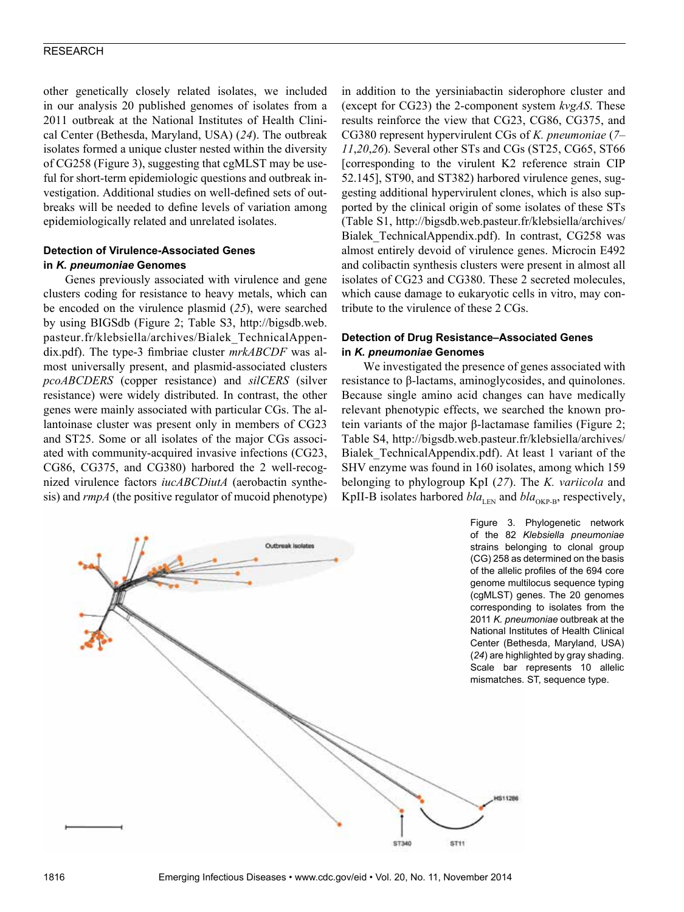other genetically closely related isolates, we included in our analysis 20 published genomes of isolates from a 2011 outbreak at the National Institutes of Health Clinical Center (Bethesda, Maryland, USA) (*24*). The outbreak isolates formed a unique cluster nested within the diversity of CG258 (Figure 3), suggesting that cgMLST may be useful for short-term epidemiologic questions and outbreak investigation. Additional studies on well-defined sets of outbreaks will be needed to define levels of variation among epidemiologically related and unrelated isolates.

#### Detection of Virulence-Associated Genes in *K. pneumoniae* Genomes

Genes previously associated with virulence and gene clusters coding for resistance to heavy metals, which can be encoded on the virulence plasmid (*25*), were searched by using BIGSdb (Figure 2; Table S3, http://bigsdb.web.pasteur.fr/klebsiella/archives/Bialek_TechnicalAppendix.pdf). The type-3 fimbriae cluster *mrkABCDF* was almost universally present, and plasmid-associated clusters *pcoABCDERS* (copper resistance) and *silCERS* (silver resistance) were widely distributed. In contrast, the other genes were mainly associated with particular CGs. The allantoinase cluster was present only in members of CG23 and ST25. Some or all isolates of the major CGs associated with community-acquired invasive infections (CG23, CG86, CG375, and CG380) harbored the 2 well-recognized virulence factors *iucABCDiutA* (aerobactin synthesis) and *rmpA* (the positive regulator of mucoid phenotype) in addition to the yersiniabactin siderophore cluster and (except for CG23) the 2-component system *kvgAS*. These results reinforce the view that CG23, CG86, CG375, and CG380 represent hypervirulent CGs of *K. pneumoniae* (*7*–*11*,*20*,*26*). Several other STs and CGs (ST25, CG65, ST66 [corresponding to the virulent K2 reference strain CIP 52.145], ST90, and ST382) harbored virulence genes, suggesting additional hypervirulent clones, which is also supported by the clinical origin of some isolates of these STs (Table S1, http://bigsdb.web.pasteur.fr/klebsiella/archives/Bialek_TechnicalAppendix.pdf). In contrast, CG258 was almost entirely devoid of virulence genes. Microcin E492 and colibactin synthesis clusters were present in almost all isolates of CG23 and CG380. These 2 secreted molecules, which cause damage to eukaryotic cells in vitro, may contribute to the virulence of these 2 CGs.

#### Detection of Drug Resistance–Associated Genes in *K. pneumoniae* Genomes

We investigated the presence of genes associated with resistance to β-lactams, aminoglycosides, and quinolones. Because single amino acid changes can have medically relevant phenotypic effects, we searched the known protein variants of the major β-lactamase families (Figure 2; Table S4, http://bigsdb.web.pasteur.fr/klebsiella/archives/Bialek_TechnicalAppendix.pdf). At least 1 variant of the SHV enzyme was found in 160 isolates, among which 159 belonging to phylogroup KpI (*27*). The *K. variicola* and KpII-B isolates harbored $bla_{LEN}$ and $bla_{OKP\text{-}B}$, respectively,

Figure 3. Phylogenetic network of the 82 *Klebsiella pneumoniae* strains belonging to clonal group (CG) 258 as determined on the basis of the allelic profiles of the 694 core genome multilocus sequence typing (cgMLST) genes. The 20 genomes corresponding to isolates from the 2011 *K. pneumoniae* outbreak at the National Institutes of Health Clinical Center (Bethesda, Maryland, USA) (*24*) are highlighted by gray shading. Scale bar represents 10 allelic mismatches. ST, sequence type.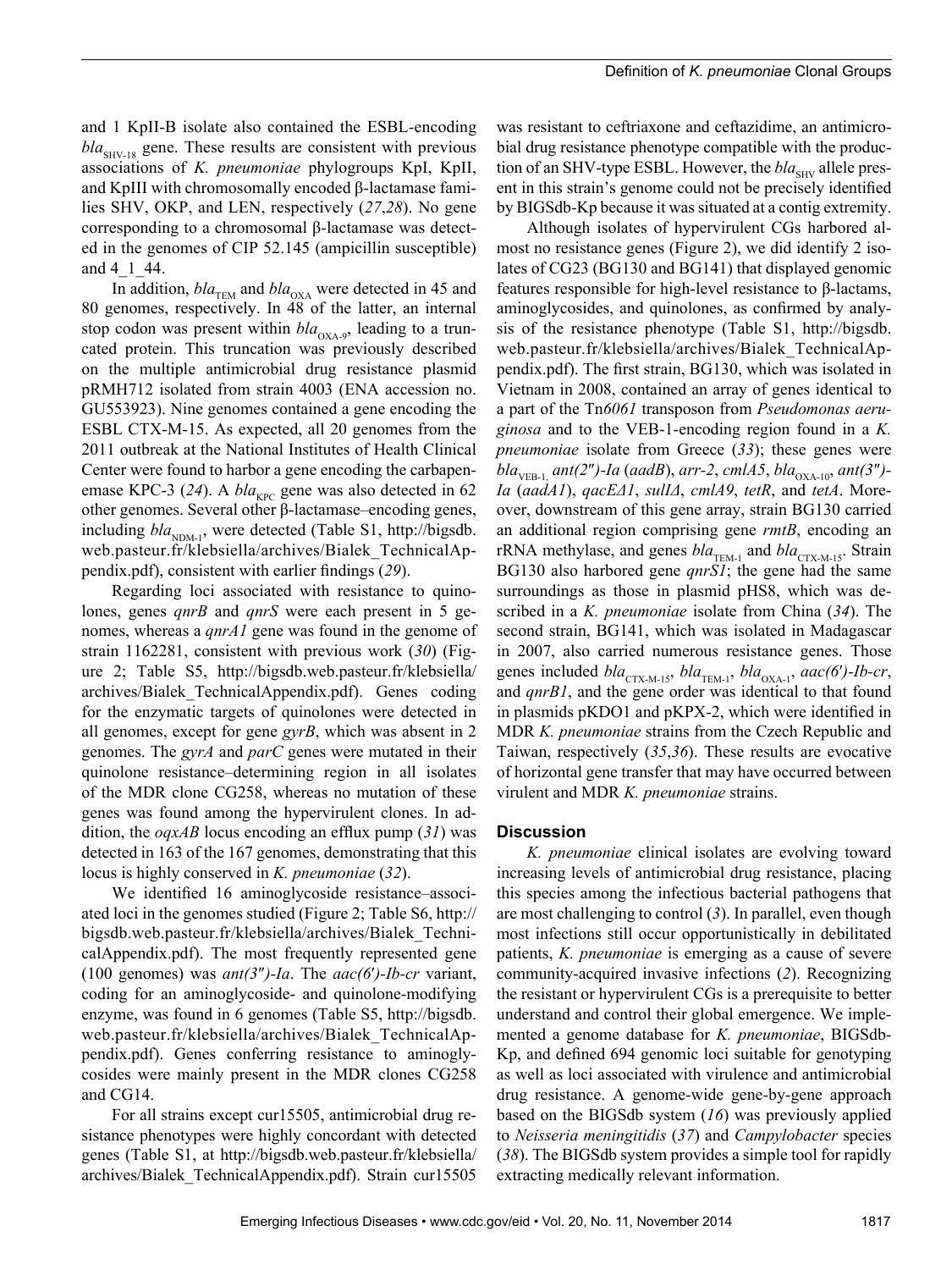and 1 KpII-B isolate also contained the ESBL-encoding $bla_{SHV-18}$ gene. These results are consistent with previous associations of *K. pneumoniae* phylogroups KpI, KpII, and KpIII with chromosomally encoded β-lactamase families SHV, OKP, and LEN, respectively (*27*,*28*). No gene corresponding to a chromosomal β-lactamase was detected in the genomes of CIP 52.145 (ampicillin susceptible) and 4_1_44.

In addition, $bla_{TEM}$ and $bla_{OXA}$ were detected in 45 and 80 genomes, respectively. In 48 of the latter, an internal stop codon was present within $bla_{OXA-9}$, leading to a truncated protein. This truncation was previously described on the multiple antimicrobial drug resistance plasmid pRMH712 isolated from strain 4003 (ENA accession no. GU553923). Nine genomes contained a gene encoding the ESBL CTX-M-15. As expected, all 20 genomes from the 2011 outbreak at the National Institutes of Health Clinical Center were found to harbor a gene encoding the carbapenemase KPC-3 (*24*). A $bla_{KPC}$ gene was also detected in 62 other genomes. Several other β-lactamase–encoding genes, including $bla_{NDM-1}$, were detected (Table S1, http://bigsdb.web.pasteur.fr/klebsiella/archives/Bialek_TechnicalAppendix.pdf), consistent with earlier findings (*29*).

Regarding loci associated with resistance to quinolones, genes *qnrB* and *qnrS* were each present in 5 genomes, whereas a *qnrA1* gene was found in the genome of strain 1162281, consistent with previous work (*30*) (Figure 2; Table S5, http://bigsdb.web.pasteur.fr/klebsiella/archives/Bialek_TechnicalAppendix.pdf). Genes coding for the enzymatic targets of quinolones were detected in all genomes, except for gene *gyrB*, which was absent in 2 genomes. The *gyrA* and *parC* genes were mutated in their quinolone resistance–determining region in all isolates of the MDR clone CG258, whereas no mutation of these genes was found among the hypervirulent clones. In addition, the *oqxAB* locus encoding an efflux pump (*31*) was detected in 163 of the 167 genomes, demonstrating that this locus is highly conserved in *K. pneumoniae* (*32*).

We identified 16 aminoglycoside resistance–associated loci in the genomes studied (Figure 2; Table S6, http://bigsdb.web.pasteur.fr/klebsiella/archives/Bialek_TechnicalAppendix.pdf). The most frequently represented gene (100 genomes) was *ant(3″)-Ia*. The *aac(6′)-Ib-cr* variant, coding for an aminoglycoside- and quinolone-modifying enzyme, was found in 6 genomes (Table S5, http://bigsdb.web.pasteur.fr/klebsiella/archives/Bialek_TechnicalAppendix.pdf). Genes conferring resistance to aminoglycosides were mainly present in the MDR clones CG258 and CG14.

For all strains except cur15505, antimicrobial drug resistance phenotypes were highly concordant with detected genes (Table S1, at http://bigsdb.web.pasteur.fr/klebsiella/archives/Bialek_TechnicalAppendix.pdf). Strain cur15505 was resistant to ceftriaxone and ceftazidime, an antimicrobial drug resistance phenotype compatible with the production of an SHV-type ESBL. However, the $bla_{SHV}$ allele present in this strain's genome could not be precisely identified by BIGSdb-Kp because it was situated at a contig extremity.

Although isolates of hypervirulent CGs harbored almost no resistance genes (Figure 2), we did identify 2 isolates of CG23 (BG130 and BG141) that displayed genomic features responsible for high-level resistance to β-lactams, aminoglycosides, and quinolones, as confirmed by analysis of the resistance phenotype (Table S1, http://bigsdb.web.pasteur.fr/klebsiella/archives/Bialek_TechnicalAppendix.pdf). The first strain, BG130, which was isolated in Vietnam in 2008, contained an array of genes identical to a part of the Tn*6061* transposon from *Pseudomonas aeruginosa* and to the VEB-1-encoding region found in a *K. pneumoniae* isolate from Greece (*33*); these genes were $bla_{VEB-1}$, *ant(2″)-Ia* (*aadB*), *arr-2*, *cmlA5*, $bla_{OXA-10}$, *ant(3″)-Ia* (*aadA1*), *qacEΔ1*, *sulIΔ*, *cmlA9*, *tetR*, and *tetA*. Moreover, downstream of this gene array, strain BG130 carried an additional region comprising gene *rmtB*, encoding an rRNA methylase, and genes $bla_{TEM-1}$ and $bla_{CTX-M-15}$. Strain BG130 also harbored gene *qnrS1*; the gene had the same surroundings as those in plasmid pHS8, which was described in a *K. pneumoniae* isolate from China (*34*). The second strain, BG141, which was isolated in Madagascar in 2007, also carried numerous resistance genes. Those genes included $bla_{CTX-M-15}$, $bla_{TEM-1}$, $bla_{OXA-1}$, *aac(6′)-Ib-cr*, and *qnrB1*, and the gene order was identical to that found in plasmids pKDO1 and pKPX-2, which were identified in MDR *K. pneumoniae* strains from the Czech Republic and Taiwan, respectively (*35*,*36*). These results are evocative of horizontal gene transfer that may have occurred between virulent and MDR *K. pneumoniae* strains.

## Discussion

*K. pneumoniae* clinical isolates are evolving toward increasing levels of antimicrobial drug resistance, placing this species among the infectious bacterial pathogens that are most challenging to control (*3*). In parallel, even though most infections still occur opportunistically in debilitated patients, *K. pneumoniae* is emerging as a cause of severe community-acquired invasive infections (*2*). Recognizing the resistant or hypervirulent CGs is a prerequisite to better understand and control their global emergence. We implemented a genome database for *K. pneumoniae*, BIGSdb-Kp, and defined 694 genomic loci suitable for genotyping as well as loci associated with virulence and antimicrobial drug resistance. A genome-wide gene-by-gene approach based on the BIGSdb system (*16*) was previously applied to *Neisseria meningitidis* (*37*) and *Campylobacter* species (*38*). The BIGSdb system provides a simple tool for rapidly extracting medically relevant information.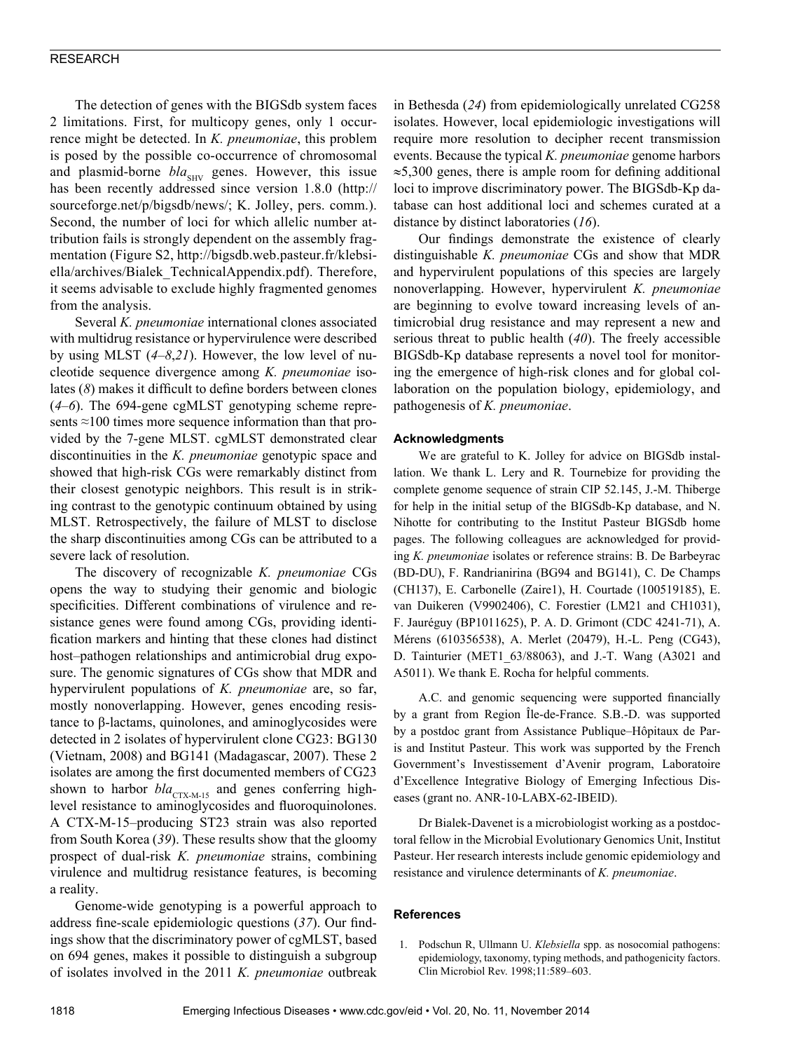The detection of genes with the BIGSdb system faces 2 limitations. First, for multicopy genes, only 1 occurrence might be detected. In *K. pneumoniae*, this problem is posed by the possible co-occurrence of chromosomal and plasmid-borne $bla_{SHV}$ genes. However, this issue has been recently addressed since version 1.8.0 (http://sourceforge.net/p/bigsdb/news/; K. Jolley, pers. comm.). Second, the number of loci for which allelic number attribution fails is strongly dependent on the assembly fragmentation (Figure S2, http://bigsdb.web.pasteur.fr/klebsiella/archives/Bialek_TechnicalAppendix.pdf). Therefore, it seems advisable to exclude highly fragmented genomes from the analysis.

Several *K. pneumoniae* international clones associated with multidrug resistance or hypervirulence were described by using MLST (*4–8*,*21*). However, the low level of nucleotide sequence divergence among *K. pneumoniae* isolates (*8*) makes it difficult to define borders between clones (*4–6*). The 694-gene cgMLST genotyping scheme represents ≈100 times more sequence information than that provided by the 7-gene MLST. cgMLST demonstrated clear discontinuities in the *K. pneumoniae* genotypic space and showed that high-risk CGs were remarkably distinct from their closest genotypic neighbors. This result is in striking contrast to the genotypic continuum obtained by using MLST. Retrospectively, the failure of MLST to disclose the sharp discontinuities among CGs can be attributed to a severe lack of resolution.

The discovery of recognizable *K. pneumoniae* CGs opens the way to studying their genomic and biologic specificities. Different combinations of virulence and resistance genes were found among CGs, providing identification markers and hinting that these clones had distinct host–pathogen relationships and antimicrobial drug exposure. The genomic signatures of CGs show that MDR and hypervirulent populations of *K. pneumoniae* are, so far, mostly nonoverlapping. However, genes encoding resistance to β-lactams, quinolones, and aminoglycosides were detected in 2 isolates of hypervirulent clone CG23: BG130 (Vietnam, 2008) and BG141 (Madagascar, 2007). These 2 isolates are among the first documented members of CG23 shown to harbor $bla_{CTX-M-15}$ and genes conferring high-level resistance to aminoglycosides and fluoroquinolones. A CTX-M-15–producing ST23 strain was also reported from South Korea (*39*). These results show that the gloomy prospect of dual-risk *K. pneumoniae* strains, combining virulence and multidrug resistance features, is becoming a reality.

Genome-wide genotyping is a powerful approach to address fine-scale epidemiologic questions (*37*). Our findings show that the discriminatory power of cgMLST, based on 694 genes, makes it possible to distinguish a subgroup of isolates involved in the 2011 *K. pneumoniae* outbreak in Bethesda (*24*) from epidemiologically unrelated CG258 isolates. However, local epidemiologic investigations will require more resolution to decipher recent transmission events. Because the typical *K. pneumoniae* genome harbors ≈5,300 genes, there is ample room for defining additional loci to improve discriminatory power. The BIGSdb-Kp database can host additional loci and schemes curated at a distance by distinct laboratories (*16*).

Our findings demonstrate the existence of clearly distinguishable *K. pneumoniae* CGs and show that MDR and hypervirulent populations of this species are largely nonoverlapping. However, hypervirulent *K. pneumoniae* are beginning to evolve toward increasing levels of antimicrobial drug resistance and may represent a new and serious threat to public health (*40*). The freely accessible BIGSdb-Kp database represents a novel tool for monitoring the emergence of high-risk clones and for global collaboration on the population biology, epidemiology, and pathogenesis of *K. pneumoniae*.

### Acknowledgments

We are grateful to K. Jolley for advice on BIGSdb installation. We thank L. Lery and R. Tournebize for providing the complete genome sequence of strain CIP 52.145, J.-M. Thiberge for help in the initial setup of the BIGSdb-Kp database, and N. Nihotte for contributing to the Institut Pasteur BIGSdb home pages. The following colleagues are acknowledged for providing *K. pneumoniae* isolates or reference strains: B. De Barbeyrac (BD-DU), F. Randrianirina (BG94 and BG141), C. De Champs (CH137), E. Carbonelle (Zaire1), H. Courtade (100519185), E. van Duikeren (V9902406), C. Forestier (LM21 and CH1031), F. Jauréguy (BP1011625), P. A. D. Grimont (CDC 4241-71), A. Mérens (610356538), A. Merlet (20479), H.-L. Peng (CG43), D. Tainturier (MET1_63/88063), and J.-T. Wang (A3021 and A5011). We thank E. Rocha for helpful comments.

A.C. and genomic sequencing were supported financially by a grant from Region Île-de-France. S.B.-D. was supported by a postdoc grant from Assistance Publique–Hôpitaux de Paris and Institut Pasteur. This work was supported by the French Government's Investissement d'Avenir program, Laboratoire d'Excellence Integrative Biology of Emerging Infectious Diseases (grant no. ANR-10-LABX-62-IBEID).

Dr Bialek-Davenet is a microbiologist working as a postdoctoral fellow in the Microbial Evolutionary Genomics Unit, Institut Pasteur. Her research interests include genomic epidemiology and resistance and virulence determinants of *K. pneumoniae*.

### References

1. Podschun R, Ullmann U. *Klebsiella* spp. as nosocomial pathogens: epidemiology, taxonomy, typing methods, and pathogenicity factors. Clin Microbiol Rev. 1998;11:589–603.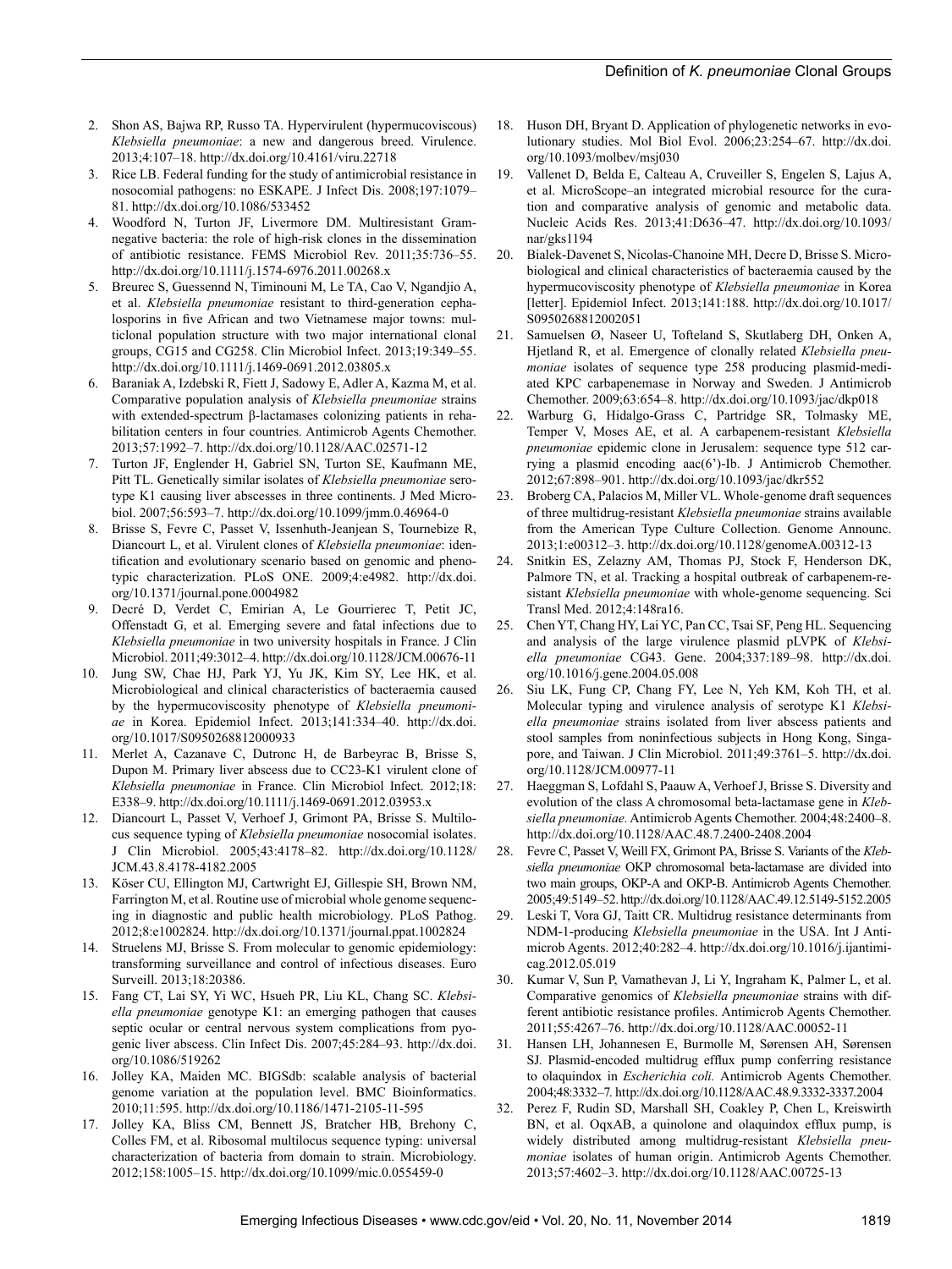2. Shon AS, Bajwa RP, Russo TA. Hypervirulent (hypermucoviscous) *Klebsiella pneumoniae*: a new and dangerous breed. Virulence. 2013;4:107–18. http://dx.doi.org/10.4161/viru.22718
3. Rice LB. Federal funding for the study of antimicrobial resistance in nosocomial pathogens: no ESKAPE. J Infect Dis. 2008;197:1079–81. http://dx.doi.org/10.1086/533452
4. Woodford N, Turton JF, Livermore DM. Multiresistant Gram-negative bacteria: the role of high-risk clones in the dissemination of antibiotic resistance. FEMS Microbiol Rev. 2011;35:736–55. http://dx.doi.org/10.1111/j.1574-6976.2011.00268.x
5. Breurec S, Guessennd N, Timinouni M, Le TA, Cao V, Ngandjio A, et al. *Klebsiella pneumoniae* resistant to third-generation cephalosporins in five African and two Vietnamese major towns: multiclonal population structure with two major international clonal groups, CG15 and CG258. Clin Microbiol Infect. 2013;19:349–55. http://dx.doi.org/10.1111/j.1469-0691.2012.03805.x
6. Baraniak A, Izdebski R, Fiett J, Sadowy E, Adler A, Kazma M, et al. Comparative population analysis of *Klebsiella pneumoniae* strains with extended-spectrum β-lactamases colonizing patients in rehabilitation centers in four countries. Antimicrob Agents Chemother. 2013;57:1992–7. http://dx.doi.org/10.1128/AAC.02571-12
7. Turton JF, Englender H, Gabriel SN, Turton SE, Kaufmann ME, Pitt TL. Genetically similar isolates of *Klebsiella pneumoniae* serotype K1 causing liver abscesses in three continents. J Med Microbiol. 2007;56:593–7. http://dx.doi.org/10.1099/jmm.0.46964-0
8. Brisse S, Fevre C, Passet V, Issenhuth-Jeanjean S, Tournebize R, Diancourt L, et al. Virulent clones of *Klebsiella pneumoniae*: identification and evolutionary scenario based on genomic and phenotypic characterization. PLoS ONE. 2009;4:e4982. http://dx.doi.org/10.1371/journal.pone.0004982
9. Decré D, Verdet C, Emirian A, Le Gourrierec T, Petit JC, Offenstadt G, et al. Emerging severe and fatal infections due to *Klebsiella pneumoniae* in two university hospitals in France. J Clin Microbiol. 2011;49:3012–4. http://dx.doi.org/10.1128/JCM.00676-11
10. Jung SW, Chae HJ, Park YJ, Yu JK, Kim SY, Lee HK, et al. Microbiological and clinical characteristics of bacteraemia caused by the hypermucoviscosity phenotype of *Klebsiella pneumoniae* in Korea. Epidemiol Infect. 2013;141:334–40. http://dx.doi.org/10.1017/S0950268812000933
11. Merlet A, Cazanave C, Dutronc H, de Barbeyrac B, Brisse S, Dupon M. Primary liver abscess due to CC23-K1 virulent clone of *Klebsiella pneumoniae* in France. Clin Microbiol Infect. 2012;18: E338–9. http://dx.doi.org/10.1111/j.1469-0691.2012.03953.x
12. Diancourt L, Passet V, Verhoef J, Grimont PA, Brisse S. Multilocus sequence typing of *Klebsiella pneumoniae* nosocomial isolates. J Clin Microbiol. 2005;43:4178–82. http://dx.doi.org/10.1128/JCM.43.8.4178-4182.2005
13. Köser CU, Ellington MJ, Cartwright EJ, Gillespie SH, Brown NM, Farrington M, et al. Routine use of microbial whole genome sequencing in diagnostic and public health microbiology. PLoS Pathog. 2012;8:e1002824. http://dx.doi.org/10.1371/journal.ppat.1002824
14. Struelens MJ, Brisse S. From molecular to genomic epidemiology: transforming surveillance and control of infectious diseases. Euro Surveill. 2013;18:20386.
15. Fang CT, Lai SY, Yi WC, Hsueh PR, Liu KL, Chang SC. *Klebsiella pneumoniae* genotype K1: an emerging pathogen that causes septic ocular or central nervous system complications from pyogenic liver abscess. Clin Infect Dis. 2007;45:284–93. http://dx.doi.org/10.1086/519262
16. Jolley KA, Maiden MC. BIGSdb: scalable analysis of bacterial genome variation at the population level. BMC Bioinformatics. 2010;11:595. http://dx.doi.org/10.1186/1471-2105-11-595
17. Jolley KA, Bliss CM, Bennett JS, Bratcher HB, Brehony C, Colles FM, et al. Ribosomal multilocus sequence typing: universal characterization of bacteria from domain to strain. Microbiology. 2012;158:1005–15. http://dx.doi.org/10.1099/mic.0.055459-0
18. Huson DH, Bryant D. Application of phylogenetic networks in evolutionary studies. Mol Biol Evol. 2006;23:254–67. http://dx.doi.org/10.1093/molbev/msj030
19. Vallenet D, Belda E, Calteau A, Cruveiller S, Engelen S, Lajus A, et al. MicroScope–an integrated microbial resource for the curation and comparative analysis of genomic and metabolic data. Nucleic Acids Res. 2013;41:D636–47. http://dx.doi.org/10.1093/nar/gks1194
20. Bialek-Davenet S, Nicolas-Chanoine MH, Decre D, Brisse S. Microbiological and clinical characteristics of bacteraemia caused by the hypermucoviscosity phenotype of *Klebsiella pneumoniae* in Korea [letter]. Epidemiol Infect. 2013;141:188. http://dx.doi.org/10.1017/S0950268812002051
21. Samuelsen Ø, Naseer U, Tofteland S, Skutlaberg DH, Onken A, Hjetland R, et al. Emergence of clonally related *Klebsiella pneumoniae* isolates of sequence type 258 producing plasmid-mediated KPC carbapenemase in Norway and Sweden. J Antimicrob Chemother. 2009;63:654–8. http://dx.doi.org/10.1093/jac/dkp018
22. Warburg G, Hidalgo-Grass C, Partridge SR, Tolmasky ME, Temper V, Moses AE, et al. A carbapenem-resistant *Klebsiella pneumoniae* epidemic clone in Jerusalem: sequence type 512 carrying a plasmid encoding aac(6')-Ib. J Antimicrob Chemother. 2012;67:898–901. http://dx.doi.org/10.1093/jac/dkr552
23. Broberg CA, Palacios M, Miller VL. Whole-genome draft sequences of three multidrug-resistant *Klebsiella pneumoniae* strains available from the American Type Culture Collection. Genome Announc. 2013;1:e00312–3. http://dx.doi.org/10.1128/genomeA.00312-13
24. Snitkin ES, Zelazny AM, Thomas PJ, Stock F, Henderson DK, Palmore TN, et al. Tracking a hospital outbreak of carbapenem-resistant *Klebsiella pneumoniae* with whole-genome sequencing. Sci Transl Med. 2012;4:148ra16.
25. Chen YT, Chang HY, Lai YC, Pan CC, Tsai SF, Peng HL. Sequencing and analysis of the large virulence plasmid pLVPK of *Klebsiella pneumoniae* CG43. Gene. 2004;337:189–98. http://dx.doi.org/10.1016/j.gene.2004.05.008
26. Siu LK, Fung CP, Chang FY, Lee N, Yeh KM, Koh TH, et al. Molecular typing and virulence analysis of serotype K1 *Klebsiella pneumoniae* strains isolated from liver abscess patients and stool samples from noninfectious subjects in Hong Kong, Singapore, and Taiwan. J Clin Microbiol. 2011;49:3761–5. http://dx.doi.org/10.1128/JCM.00977-11
27. Haeggman S, Lofdahl S, Paauw A, Verhoef J, Brisse S. Diversity and evolution of the class A chromosomal beta-lactamase gene in *Klebsiella pneumoniae.* Antimicrob Agents Chemother. 2004;48:2400–8. http://dx.doi.org/10.1128/AAC.48.7.2400-2408.2004
28. Fevre C, Passet V, Weill FX, Grimont PA, Brisse S. Variants of the *Klebsiella pneumoniae* OKP chromosomal beta-lactamase are divided into two main groups, OKP-A and OKP-B. Antimicrob Agents Chemother. 2005;49:5149–52. http://dx.doi.org/10.1128/AAC.49.12.5149-5152.2005
29. Leski T, Vora GJ, Taitt CR. Multidrug resistance determinants from NDM-1-producing *Klebsiella pneumoniae* in the USA. Int J Antimicrob Agents. 2012;40:282–4. http://dx.doi.org/10.1016/j.ijantimicag.2012.05.019
30. Kumar V, Sun P, Vamathevan J, Li Y, Ingraham K, Palmer L, et al. Comparative genomics of *Klebsiella pneumoniae* strains with different antibiotic resistance profiles. Antimicrob Agents Chemother. 2011;55:4267–76. http://dx.doi.org/10.1128/AAC.00052-11
31. Hansen LH, Johannesen E, Burmolle M, Sørensen AH, Sørensen SJ. Plasmid-encoded multidrug efflux pump conferring resistance to olaquindox in *Escherichia coli.* Antimicrob Agents Chemother. 2004;48:3332–7. http://dx.doi.org/10.1128/AAC.48.9.3332-3337.2004
32. Perez F, Rudin SD, Marshall SH, Coakley P, Chen L, Kreiswirth BN, et al. OqxAB, a quinolone and olaquindox efflux pump, is widely distributed among multidrug-resistant *Klebsiella pneumoniae* isolates of human origin. Antimicrob Agents Chemother. 2013;57:4602–3. http://dx.doi.org/10.1128/AAC.00725-13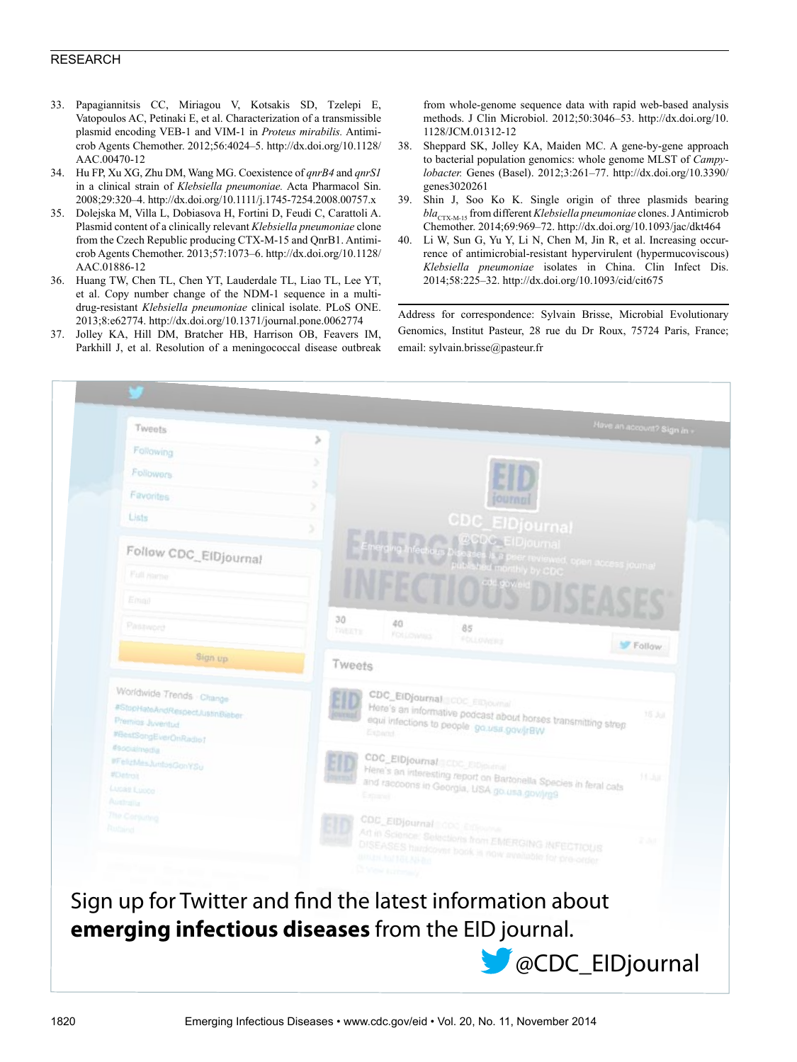33. Papagiannitsis CC, Miriagou V, Kotsakis SD, Tzelepi E, Vatopoulos AC, Petinaki E, et al. Characterization of a transmissible plasmid encoding VEB-1 and VIM-1 in *Proteus mirabilis.* Antimicrob Agents Chemother. 2012;56:4024–5. http://dx.doi.org/10.1128/AAC.00470-12
34. Hu FP, Xu XG, Zhu DM, Wang MG. Coexistence of *qnrB4* and *qnrS1* in a clinical strain of *Klebsiella pneumoniae.* Acta Pharmacol Sin. 2008;29:320–4. http://dx.doi.org/10.1111/j.1745-7254.2008.00757.x
35. Dolejska M, Villa L, Dobiasova H, Fortini D, Feudi C, Carattoli A. Plasmid content of a clinically relevant *Klebsiella pneumoniae* clone from the Czech Republic producing CTX-M-15 and QnrB1. Antimicrob Agents Chemother. 2013;57:1073–6. http://dx.doi.org/10.1128/AAC.01886-12
36. Huang TW, Chen TL, Chen YT, Lauderdale TL, Liao TL, Lee YT, et al. Copy number change of the NDM-1 sequence in a multidrug-resistant *Klebsiella pneumoniae* clinical isolate. PLoS ONE. 2013;8:e62774. http://dx.doi.org/10.1371/journal.pone.0062774
37. Jolley KA, Hill DM, Bratcher HB, Harrison OB, Feavers IM, Parkhill J, et al. Resolution of a meningococcal disease outbreak from whole-genome sequence data with rapid web-based analysis methods. J Clin Microbiol. 2012;50:3046–53. http://dx.doi.org/10.1128/JCM.01312-12
38. Sheppard SK, Jolley KA, Maiden MC. A gene-by-gene approach to bacterial population genomics: whole genome MLST of *Campylobacter.* Genes (Basel). 2012;3:261–77. http://dx.doi.org/10.3390/genes3020261
39. Shin J, Soo Ko K. Single origin of three plasmids bearing $bla_{CTX\text{-}M\text{-}15}$ from different *Klebsiella pneumoniae* clones. J Antimicrob Chemother. 2014;69:969–72. http://dx.doi.org/10.1093/jac/dkt464
40. Li W, Sun G, Yu Y, Li N, Chen M, Jin R, et al. Increasing occurrence of antimicrobial-resistant hypervirulent (hypermucoviscous) *Klebsiella pneumoniae* isolates in China. Clin Infect Dis. 2014;58:225–32. http://dx.doi.org/10.1093/cid/cit675

Address for correspondence: Sylvain Brisse, Microbial Evolutionary Genomics, Institut Pasteur, 28 rue du Dr Roux, 75724 Paris, France; email: sylvain.brisse@pasteur.fr

Sign up for Twitter and find the latest information about **emerging infectious diseases** from the EID journal.

@CDC_EIDjournal